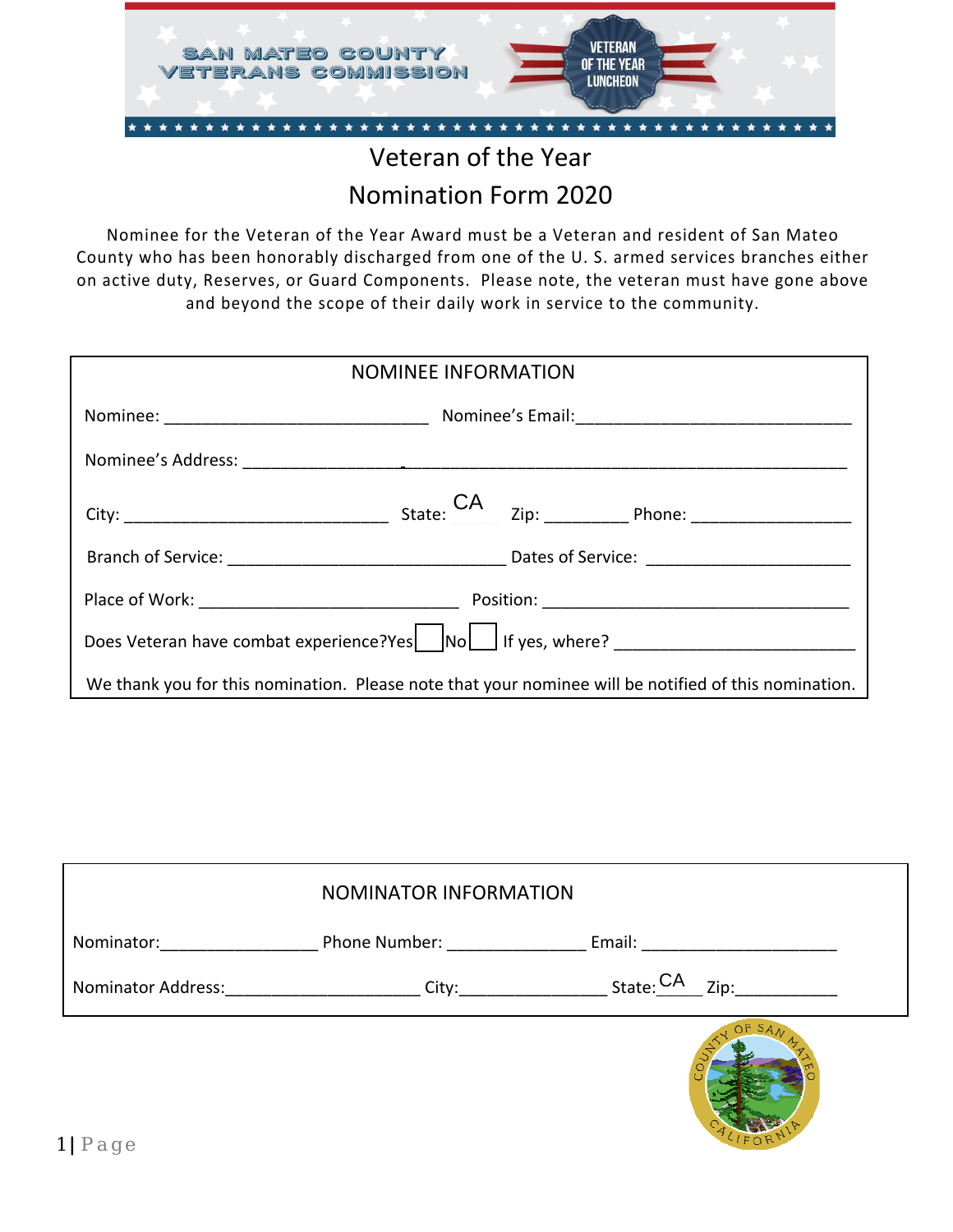SAN MATEO COUNTY VETERANS COMMISSION

VETERAN OF THE YEAR LUNCHEON

# Veteran of the Year
# Nomination Form 2020

Nominee for the Veteran of the Year Award must be a Veteran and resident of San Mateo County who has been honorably discharged from one of the U. S. armed services branches either on active duty, Reserves, or Guard Components. Please note, the veteran must have gone above and beyond the scope of their daily work in service to the community.

## NOMINEE INFORMATION

Nominee: ____________________________ Nominee's Email:_____________________________

Nominee's Address: ________________________________________________________________

City: ____________________________ State: CA Zip: _________ Phone: _________________

Branch of Service: ______________________________ Dates of Service: ______________________

Place of Work: ____________________________ Position: __________________________________

Does Veteran have combat experience? Yes ☐ No ☐ If yes, where? __________________________

We thank you for this nomination. Please note that your nominee will be notified of this nomination.

## NOMINATOR INFORMATION

Nominator:_________________ Phone Number: _______________ Email: _____________________

Nominator Address:_____________________ City:_______________ State: CA Zip:___________

COUNTY OF SAN MATEO CALIFORNIA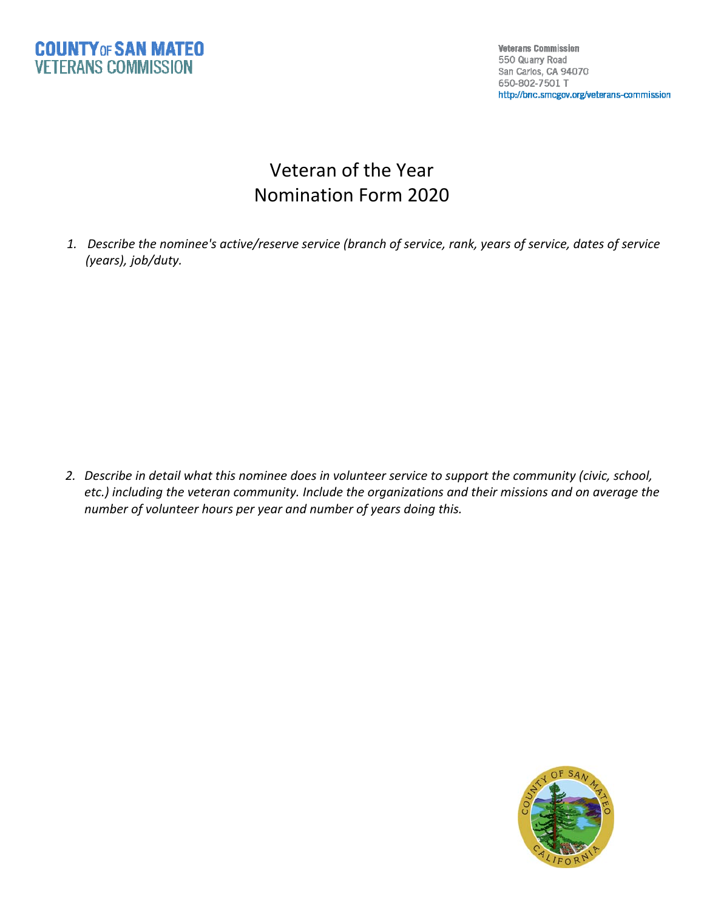**COUNTY OF SAN MATEO**
**VETERANS COMMISSION**

**Veterans Commission**
550 Quarry Road
San Carlos, CA 94070
650-802-7501 T
http://bnc.smcgov.org/veterans-commission

# Veteran of the Year
# Nomination Form 2020

1. *Describe the nominee's active/reserve service (branch of service, rank, years of service, dates of service (years), job/duty.*

2. *Describe in detail what this nominee does in volunteer service to support the community (civic, school, etc.) including the veteran community. Include the organizations and their missions and on average the number of volunteer hours per year and number of years doing this.*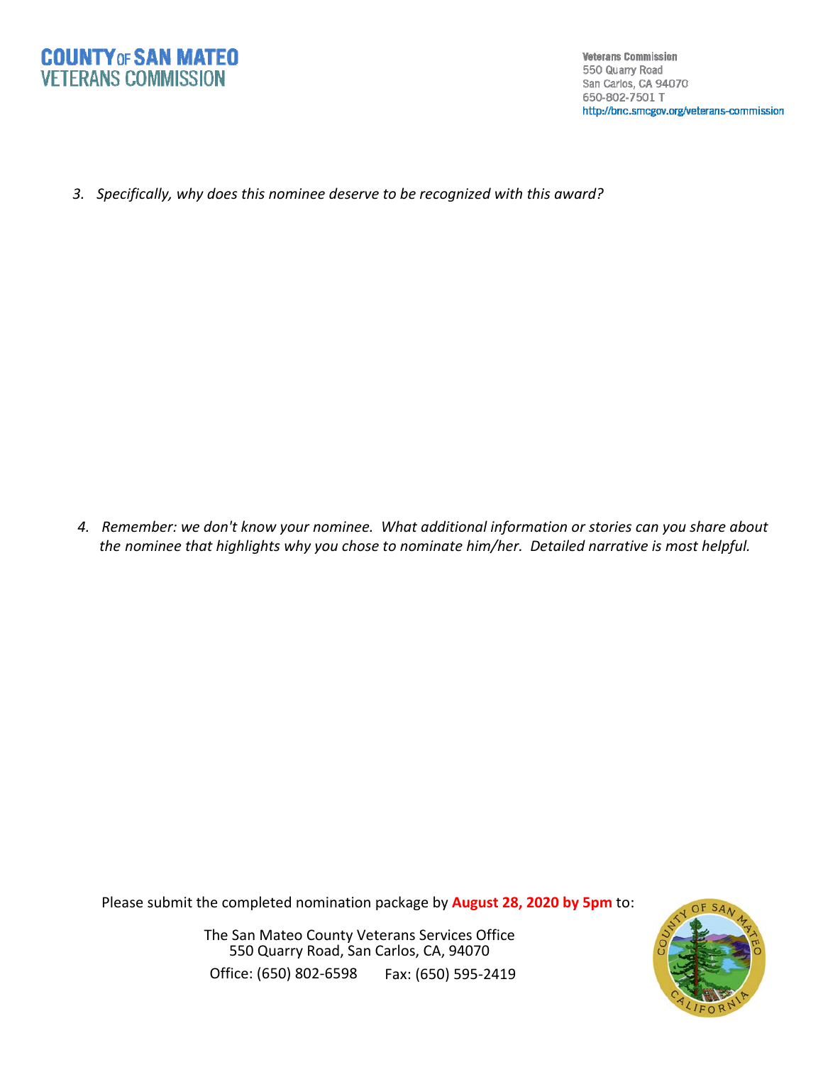COUNTY OF SAN MATEO
VETERANS COMMISSION

**Veterans Commission**
550 Quarry Road
San Carlos, CA 94070
650-802-7501 T
http://bnc.smcgov.org/veterans-commission

3. *Specifically, why does this nominee deserve to be recognized with this award?*

4. *Remember: we don't know your nominee. What additional information or stories can you share about the nominee that highlights why you chose to nominate him/her. Detailed narrative is most helpful.*

Please submit the completed nomination package by **August 28, 2020 by 5pm** to:

The San Mateo County Veterans Services Office
550 Quarry Road, San Carlos, CA, 94070
Office: (650) 802-6598 Fax: (650) 595-2419